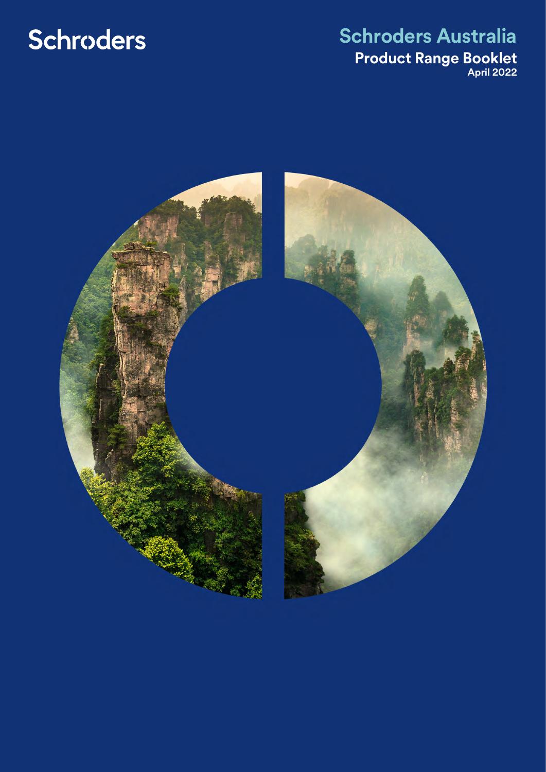Schroders

# Schroders Australia

## Product Range Booklet

April 2022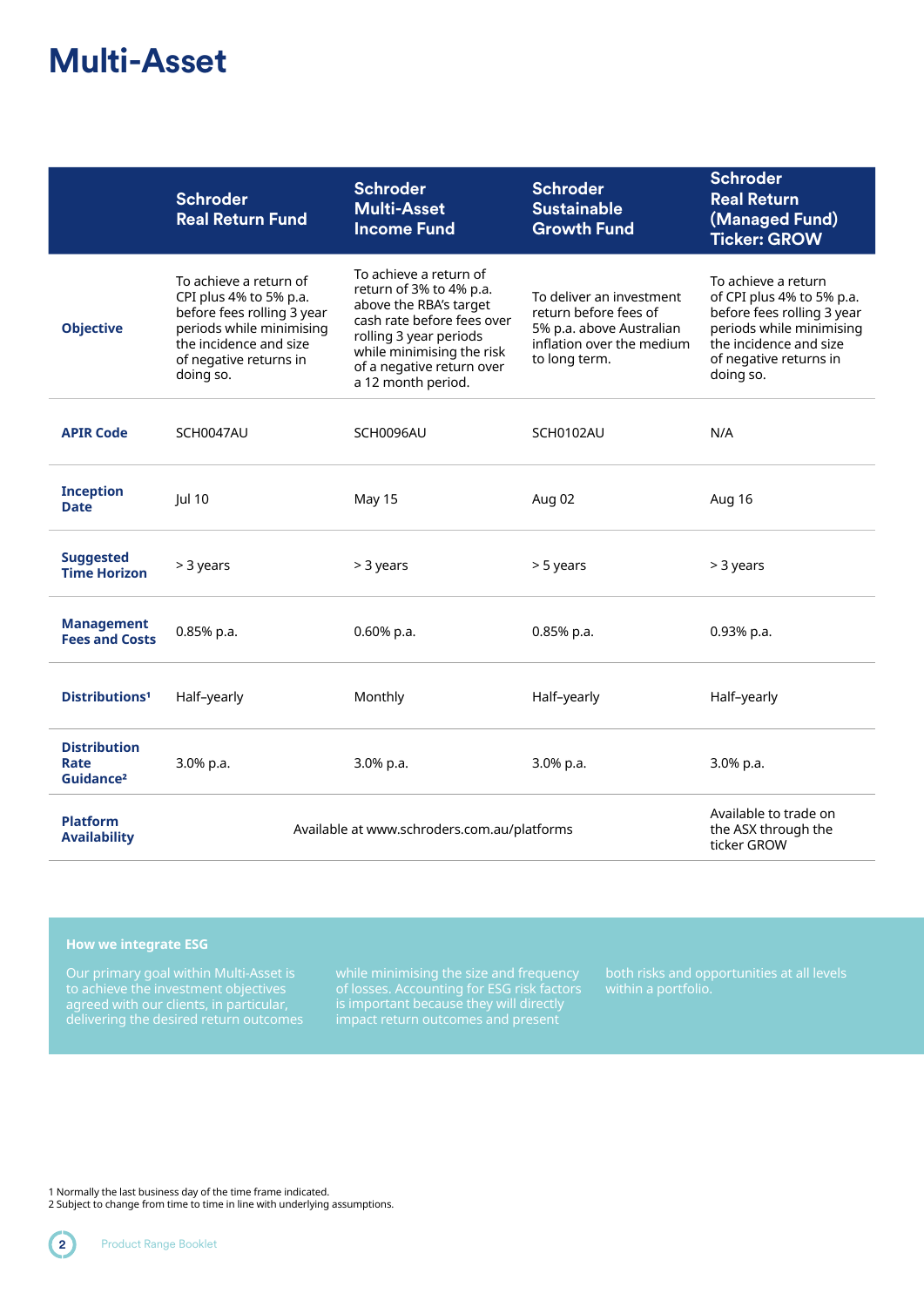# Multi-Asset

| | Schroder Real Return Fund | Schroder Multi-Asset Income Fund | Schroder Sustainable Growth Fund | Schroder Real Return (Managed Fund) Ticker: GROW |
|---|---|---|---|---|
| **Objective** | To achieve a return of CPI plus 4% to 5% p.a. before fees rolling 3 year periods while minimising the incidence and size of negative returns in doing so. | To achieve a return of return of 3% to 4% p.a. above the RBA's target cash rate before fees over rolling 3 year periods while minimising the risk of a negative return over a 12 month period. | To deliver an investment return before fees of 5% p.a. above Australian inflation over the medium to long term. | To achieve a return of CPI plus 4% to 5% p.a. before fees rolling 3 year periods while minimising the incidence and size of negative returns in doing so. |
| **APIR Code** | SCH0047AU | SCH0096AU | SCH0102AU | N/A |
| **Inception Date** | Jul 10 | May 15 | Aug 02 | Aug 16 |
| **Suggested Time Horizon** | > 3 years | > 3 years | > 5 years | > 3 years |
| **Management Fees and Costs** | 0.85% p.a. | 0.60% p.a. | 0.85% p.a. | 0.93% p.a. |
| **Distributions[1]** | Half-yearly | Monthly | Half-yearly | Half-yearly |
| **Distribution Rate Guidance[2]** | 3.0% p.a. | 3.0% p.a. | 3.0% p.a. | 3.0% p.a. |
| **Platform Availability** | Available at www.schroders.com.au/platforms | | | Available to trade on the ASX through the ticker GROW |

### How we integrate ESG

Our primary goal within Multi-Asset is to achieve the investment objectives agreed with our clients, in particular, delivering the desired return outcomes while minimising the size and frequency of losses. Accounting for ESG risk factors is important because they will directly impact return outcomes and present both risks and opportunities at all levels within a portfolio.

1 Normally the last business day of the time frame indicated.
2 Subject to change from time to time in line with underlying assumptions.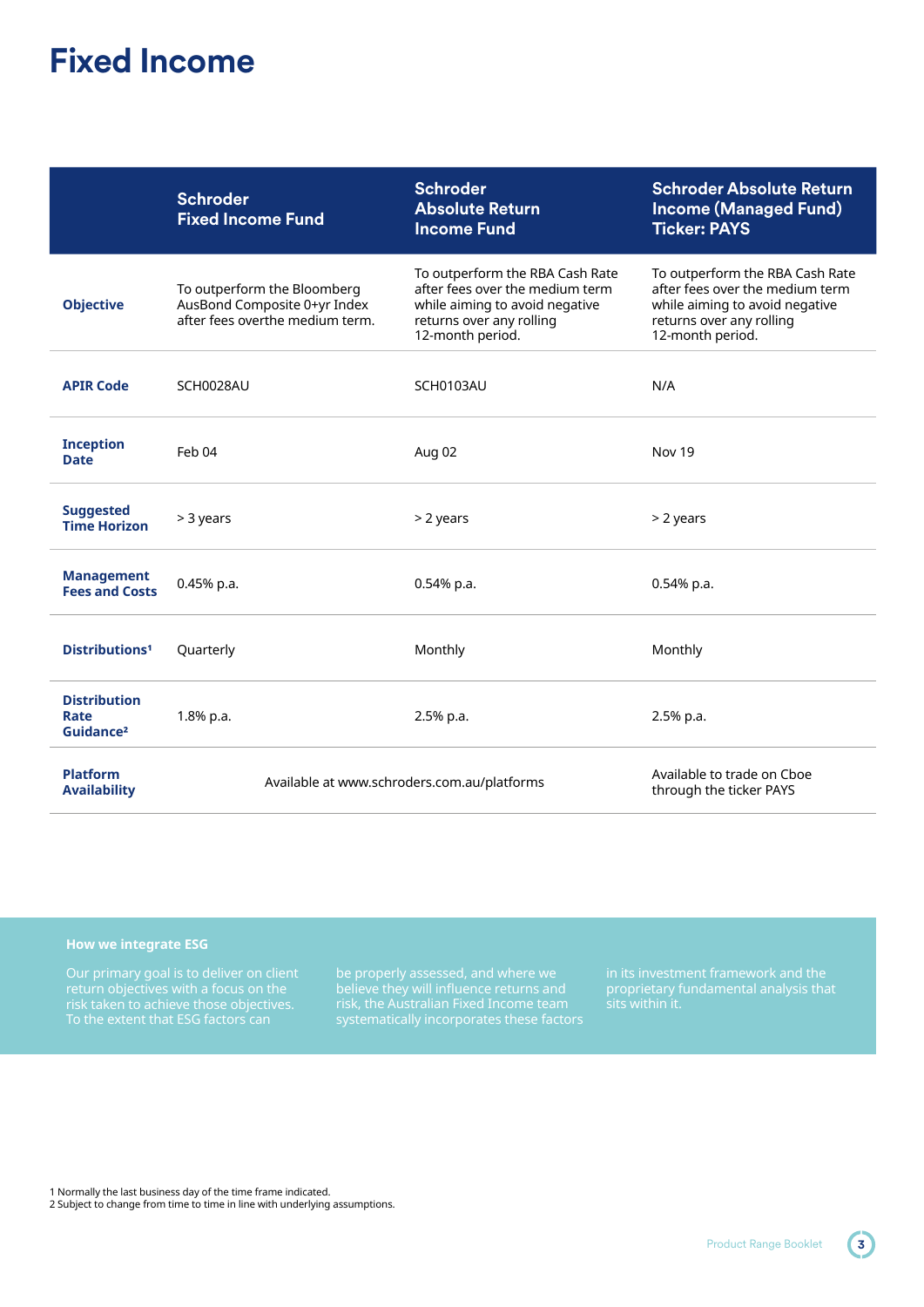# Fixed Income

| | Schroder Fixed Income Fund | Schroder Absolute Return Income Fund | Schroder Absolute Return Income (Managed Fund) Ticker: PAYS |
|---|---|---|---|
| **Objective** | To outperform the Bloomberg AusBond Composite 0+yr Index after fees overthe medium term. | To outperform the RBA Cash Rate after fees over the medium term while aiming to avoid negative returns over any rolling 12-month period. | To outperform the RBA Cash Rate after fees over the medium term while aiming to avoid negative returns over any rolling 12-month period. |
| **APIR Code** | SCH0028AU | SCH0103AU | N/A |
| **Inception Date** | Feb 04 | Aug 02 | Nov 19 |
| **Suggested Time Horizon** | > 3 years | > 2 years | > 2 years |
| **Management Fees and Costs** | 0.45% p.a. | 0.54% p.a. | 0.54% p.a. |
| **Distributions**[1] | Quarterly | Monthly | Monthly |
| **Distribution Rate Guidance**[2] | 1.8% p.a. | 2.5% p.a. | 2.5% p.a. |
| **Platform Availability** | Available at www.schroders.com.au/platforms | | Available to trade on Cboe through the ticker PAYS |

**How we integrate ESG**

Our primary goal is to deliver on client return objectives with a focus on the risk taken to achieve those objectives. To the extent that ESG factors can be properly assessed, and where we believe they will influence returns and risk, the Australian Fixed Income team systematically incorporates these factors in its investment framework and the proprietary fundamental analysis that sits within it.

1 Normally the last business day of the time frame indicated.
2 Subject to change from time to time in line with underlying assumptions.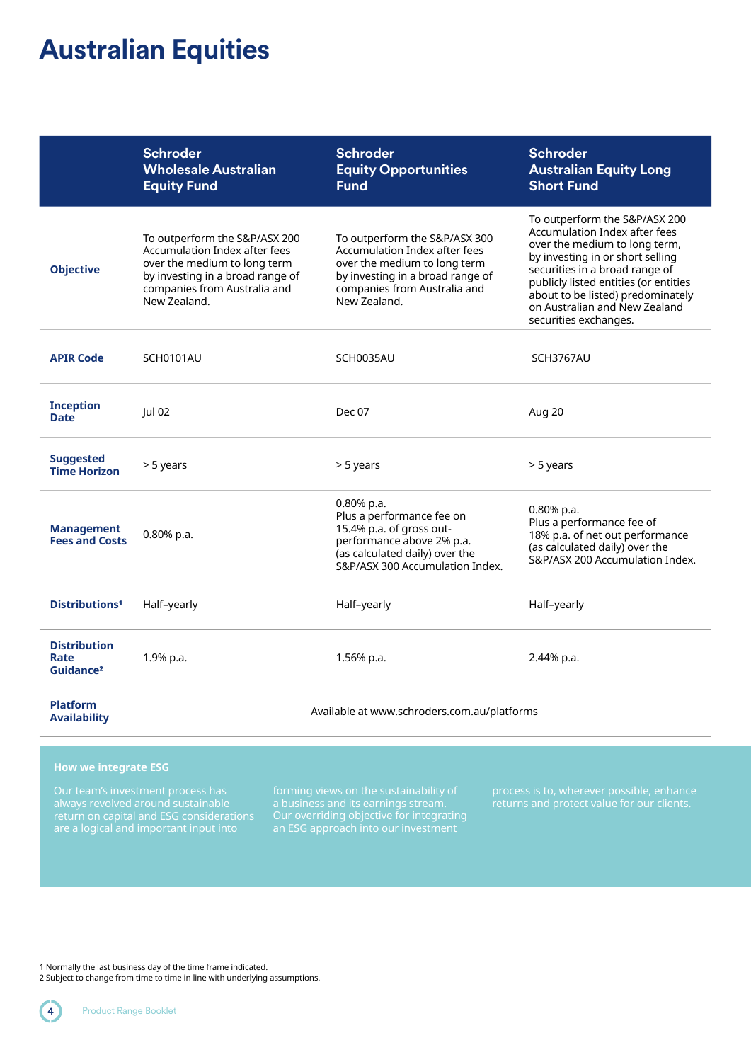# Australian Equities

| | Schroder Wholesale Australian Equity Fund | Schroder Equity Opportunities Fund | Schroder Australian Equity Long Short Fund |
|---|---|---|---|
| **Objective** | To outperform the S&P/ASX 200 Accumulation Index after fees over the medium to long term by investing in a broad range of companies from Australia and New Zealand. | To outperform the S&P/ASX 300 Accumulation Index after fees over the medium to long term by investing in a broad range of companies from Australia and New Zealand. | To outperform the S&P/ASX 200 Accumulation Index after fees over the medium to long term, by investing in or short selling securities in a broad range of publicly listed entities (or entities about to be listed) predominately on Australian and New Zealand securities exchanges. |
| **APIR Code** | SCH0101AU | SCH0035AU | SCH3767AU |
| **Inception Date** | Jul 02 | Dec 07 | Aug 20 |
| **Suggested Time Horizon** | > 5 years | > 5 years | > 5 years |
| **Management Fees and Costs** | 0.80% p.a. | 0.80% p.a. Plus a performance fee on 15.4% p.a. of gross out-performance above 2% p.a. (as calculated daily) over the S&P/ASX 300 Accumulation Index. | 0.80% p.a. Plus a performance fee of 18% p.a. of net out performance (as calculated daily) over the S&P/ASX 200 Accumulation Index. |
| **Distributions[1]** | Half-yearly | Half-yearly | Half-yearly |
| **Distribution Rate Guidance[2]** | 1.9% p.a. | 1.56% p.a. | 2.44% p.a. |
| **Platform Availability** | Available at www.schroders.com.au/platforms | | |

**How we integrate ESG**

Our team's investment process has always revolved around sustainable return on capital and ESG considerations are a logical and important input into forming views on the sustainability of a business and its earnings stream. Our overriding objective for integrating an ESG approach into our investment process is to, wherever possible, enhance returns and protect value for our clients.

1 Normally the last business day of the time frame indicated.
2 Subject to change from time to time in line with underlying assumptions.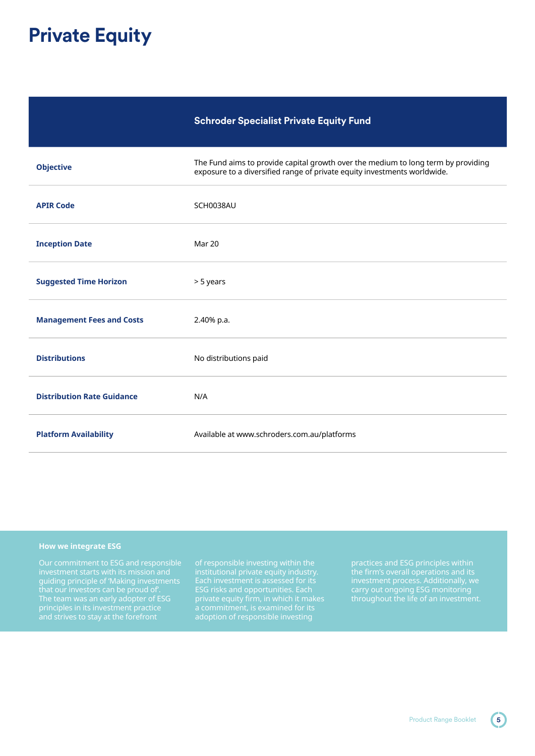# Private Equity

| | Schroder Specialist Private Equity Fund |
|---|---|
| **Objective** | The Fund aims to provide capital growth over the medium to long term by providing exposure to a diversified range of private equity investments worldwide. |
| **APIR Code** | SCH0038AU |
| **Inception Date** | Mar 20 |
| **Suggested Time Horizon** | > 5 years |
| **Management Fees and Costs** | 2.40% p.a. |
| **Distributions** | No distributions paid |
| **Distribution Rate Guidance** | N/A |
| **Platform Availability** | Available at www.schroders.com.au/platforms |

**How we integrate ESG**

Our commitment to ESG and responsible investment starts with its mission and guiding principle of 'Making investments that our investors can be proud of'. The team was an early adopter of ESG principles in its investment practice and strives to stay at the forefront of responsible investing within the institutional private equity industry. Each investment is assessed for its ESG risks and opportunities. Each private equity firm, in which it makes a commitment, is examined for its adoption of responsible investing practices and ESG principles within the firm's overall operations and its investment process. Additionally, we carry out ongoing ESG monitoring throughout the life of an investment.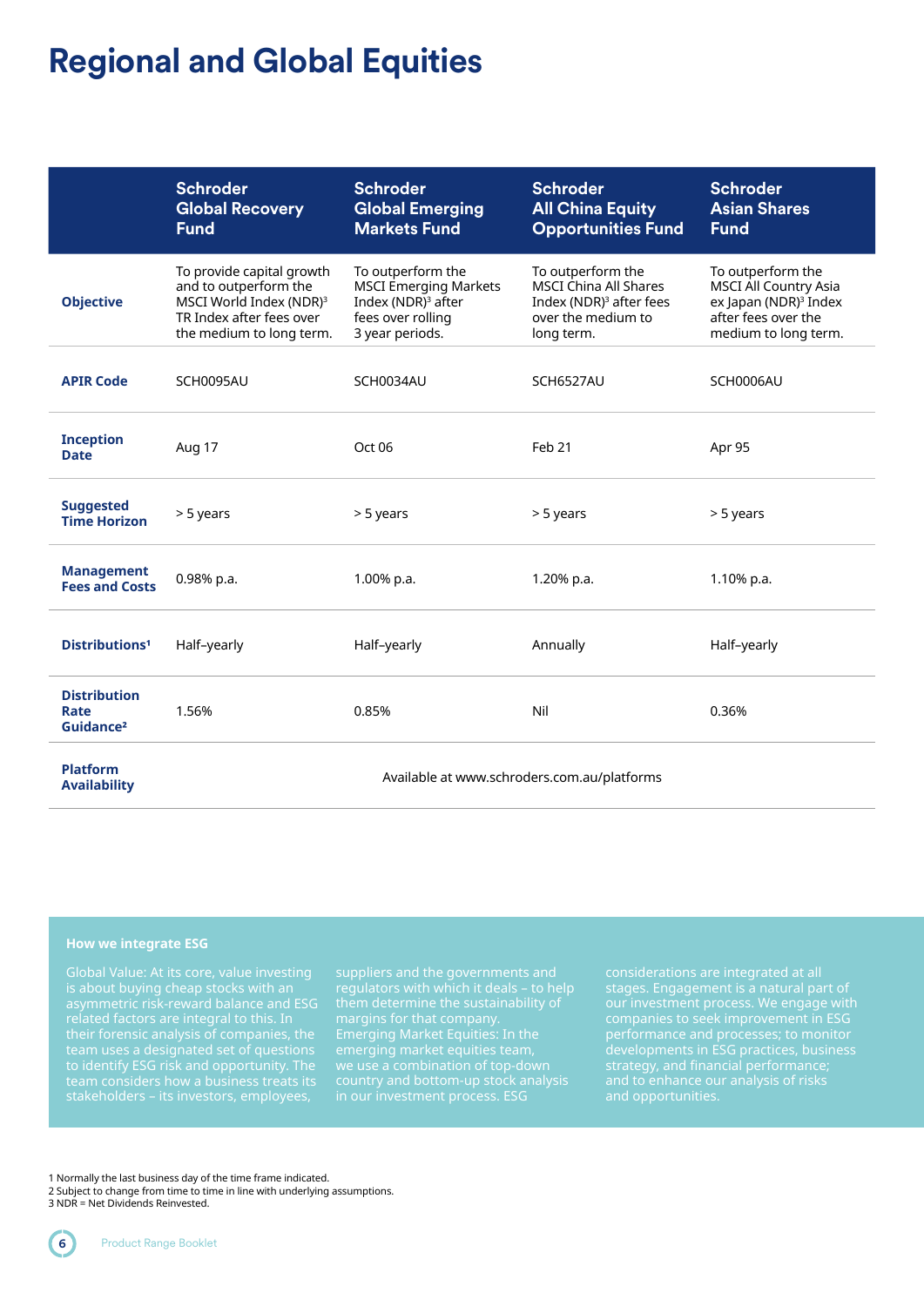# Regional and Global Equities

| | Schroder Global Recovery Fund | Schroder Global Emerging Markets Fund | Schroder All China Equity Opportunities Fund | Schroder Asian Shares Fund |
|---|---|---|---|---|
| **Objective** | To provide capital growth and to outperform the MSCI World Index (NDR)[3] TR Index after fees over the medium to long term. | To outperform the MSCI Emerging Markets Index (NDR)[3] after fees over rolling 3 year periods. | To outperform the MSCI China All Shares Index (NDR)[3] after fees over the medium to long term. | To outperform the MSCI All Country Asia ex Japan (NDR)[3] Index after fees over the medium to long term. |
| **APIR Code** | SCH0095AU | SCH0034AU | SCH6527AU | SCH0006AU |
| **Inception Date** | Aug 17 | Oct 06 | Feb 21 | Apr 95 |
| **Suggested Time Horizon** | > 5 years | > 5 years | > 5 years | > 5 years |
| **Management Fees and Costs** | 0.98% p.a. | 1.00% p.a. | 1.20% p.a. | 1.10% p.a. |
| **Distributions[1]** | Half–yearly | Half–yearly | Annually | Half–yearly |
| **Distribution Rate Guidance[2]** | 1.56% | 0.85% | Nil | 0.36% |
| **Platform Availability** | Available at www.schroders.com.au/platforms | | | |

### How we integrate ESG

Global Value: At its core, value investing is about buying cheap stocks with an asymmetric risk-reward balance and ESG related factors are integral to this. In their forensic analysis of companies, the team uses a designated set of questions to identify ESG risk and opportunity. The team considers how a business treats its stakeholders – its investors, employees, suppliers and the governments and regulators with which it deals – to help them determine the sustainability of margins for that company.

Emerging Market Equities: In the emerging market equities team, we use a combination of top-down country and bottom-up stock analysis in our investment process. ESG considerations are integrated at all stages. Engagement is a natural part of our investment process. We engage with companies to seek improvement in ESG performance and processes; to monitor developments in ESG practices, business strategy, and financial performance; and to enhance our analysis of risks and opportunities.

1 Normally the last business day of the time frame indicated.
2 Subject to change from time to time in line with underlying assumptions.
3 NDR = Net Dividends Reinvested.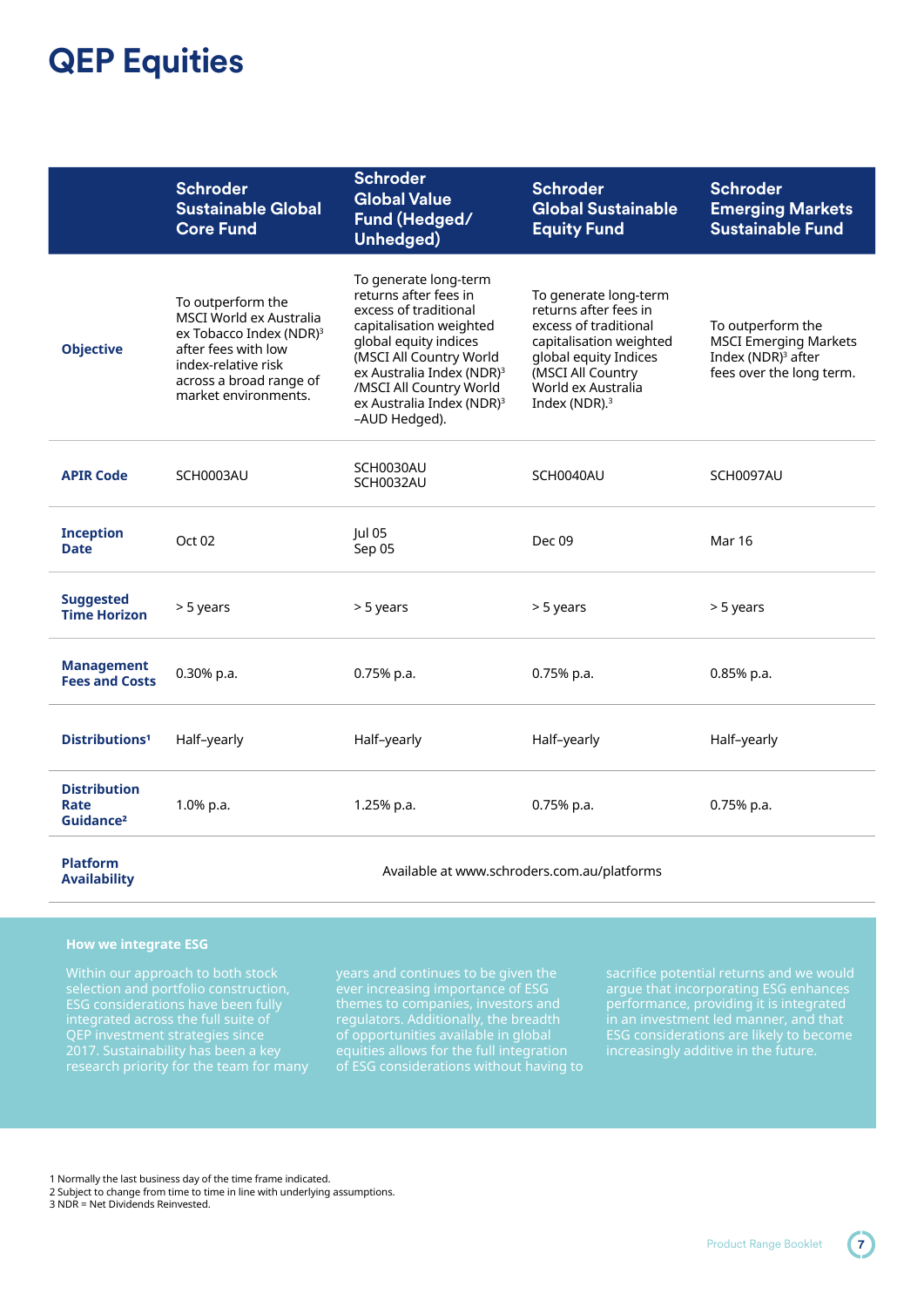# QEP Equities

| | Schroder Sustainable Global Core Fund | Schroder Global Value Fund (Hedged/ Unhedged) | Schroder Global Sustainable Equity Fund | Schroder Emerging Markets Sustainable Fund |
|---|---|---|---|---|
| **Objective** | To outperform the MSCI World ex Australia ex Tobacco Index (NDR)[3] after fees with low index-relative risk across a broad range of market environments. | To generate long-term returns after fees in excess of traditional capitalisation weighted global equity indices (MSCI All Country World ex Australia Index (NDR)[3] /MSCI All Country World ex Australia Index (NDR)[3] –AUD Hedged). | To generate long-term returns after fees in excess of traditional capitalisation weighted global equity Indices (MSCI All Country World ex Australia Index (NDR).[3] | To outperform the MSCI Emerging Markets Index (NDR)[3] after fees over the long term. |
| **APIR Code** | SCH0003AU | SCH0030AU<br>SCH0032AU | SCH0040AU | SCH0097AU |
| **Inception Date** | Oct 02 | Jul 05<br>Sep 05 | Dec 09 | Mar 16 |
| **Suggested Time Horizon** | > 5 years | > 5 years | > 5 years | > 5 years |
| **Management Fees and Costs** | 0.30% p.a. | 0.75% p.a. | 0.75% p.a. | 0.85% p.a. |
| **Distributions[1]** | Half–yearly | Half–yearly | Half–yearly | Half–yearly |
| **Distribution Rate Guidance[2]** | 1.0% p.a. | 1.25% p.a. | 0.75% p.a. | 0.75% p.a. |
| **Platform Availability** | Available at www.schroders.com.au/platforms | | | |

### How we integrate ESG

Within our approach to both stock selection and portfolio construction, ESG considerations have been fully integrated across the full suite of QEP investment strategies since 2017. Sustainability has been a key research priority for the team for many years and continues to be given the ever increasing importance of ESG themes to companies, investors and regulators. Additionally, the breadth of opportunities available in global equities allows for the full integration of ESG considerations without having to sacrifice potential returns and we would argue that incorporating ESG enhances performance, providing it is integrated in an investment led manner, and that ESG considerations are likely to become increasingly additive in the future.

1 Normally the last business day of the time frame indicated.
2 Subject to change from time to time in line with underlying assumptions.
3 NDR = Net Dividends Reinvested.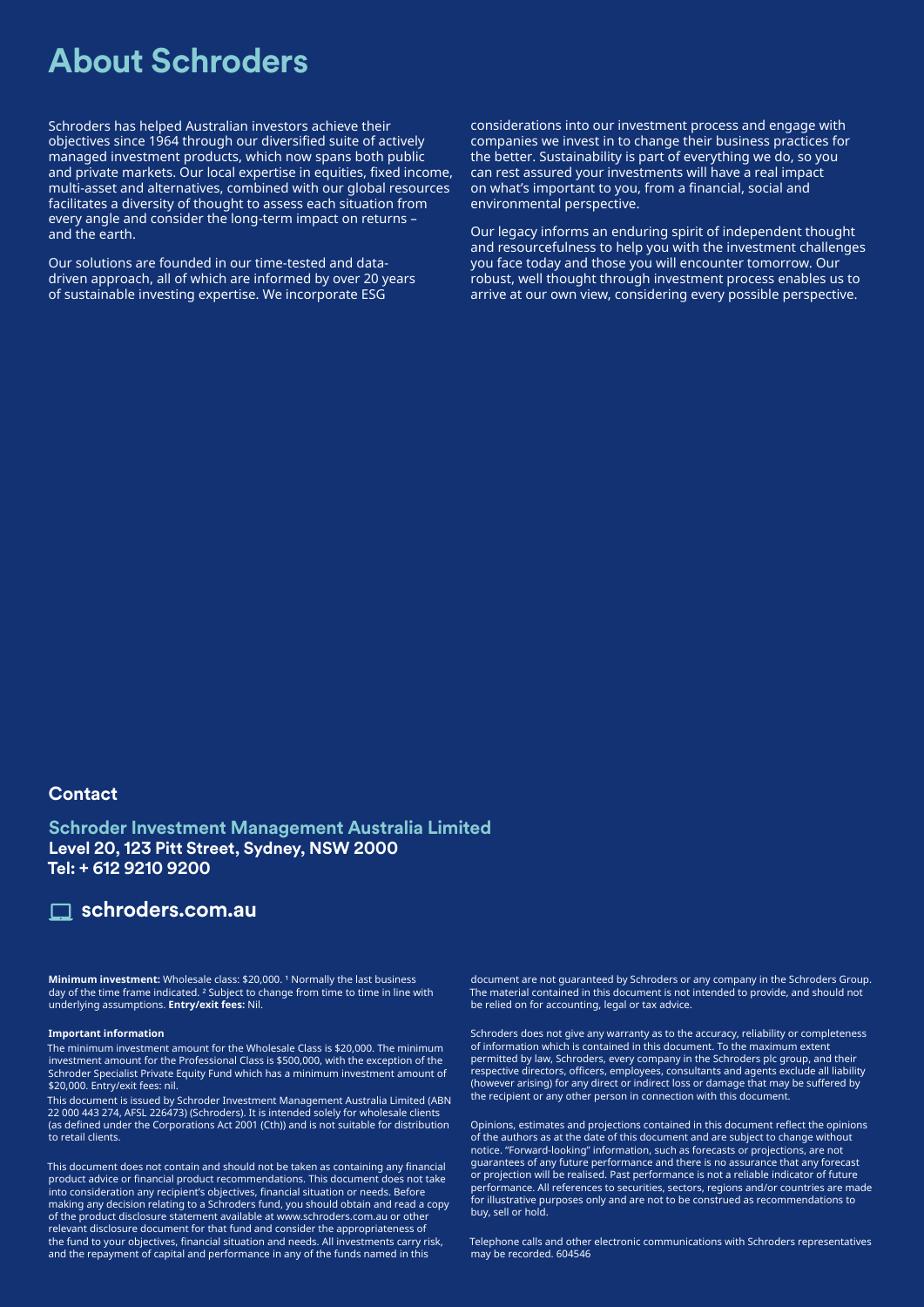# About Schroders

Schroders has helped Australian investors achieve their objectives since 1964 through our diversified suite of actively managed investment products, which now spans both public and private markets. Our local expertise in equities, fixed income, multi-asset and alternatives, combined with our global resources facilitates a diversity of thought to assess each situation from every angle and consider the long-term impact on returns – and the earth.

Our solutions are founded in our time-tested and data-driven approach, all of which are informed by over 20 years of sustainable investing expertise. We incorporate ESG considerations into our investment process and engage with companies we invest in to change their business practices for the better. Sustainability is part of everything we do, so you can rest assured your investments will have a real impact on what's important to you, from a financial, social and environmental perspective.

Our legacy informs an enduring spirit of independent thought and resourcefulness to help you with the investment challenges you face today and those you will encounter tomorrow. Our robust, well thought through investment process enables us to arrive at our own view, considering every possible perspective.

## Contact

**Schroder Investment Management Australia Limited**
**Level 20, 123 Pitt Street, Sydney, NSW 2000**
**Tel: + 612 9210 9200**

**schroders.com.au**

**Minimum investment:** Wholesale class: $20,000. [1] Normally the last business day of the time frame indicated. [2] Subject to change from time to time in line with underlying assumptions. **Entry/exit fees:** Nil.

**Important information**

The minimum investment amount for the Wholesale Class is $20,000. The minimum investment amount for the Professional Class is $500,000, with the exception of the Schroder Specialist Private Equity Fund which has a minimum investment amount of $20,000. Entry/exit fees: nil.

This document is issued by Schroder Investment Management Australia Limited (ABN 22 000 443 274, AFSL 226473) (Schroders). It is intended solely for wholesale clients (as defined under the Corporations Act 2001 (Cth)) and is not suitable for distribution to retail clients.

This document does not contain and should not be taken as containing any financial product advice or financial product recommendations. This document does not take into consideration any recipient's objectives, financial situation or needs. Before making any decision relating to a Schroders fund, you should obtain and read a copy of the product disclosure statement available at www.schroders.com.au or other relevant disclosure document for that fund and consider the appropriateness of the fund to your objectives, financial situation and needs. All investments carry risk, and the repayment of capital and performance in any of the funds named in this document are not guaranteed by Schroders or any company in the Schroders Group. The material contained in this document is not intended to provide, and should not be relied on for accounting, legal or tax advice.

Schroders does not give any warranty as to the accuracy, reliability or completeness of information which is contained in this document. To the maximum extent permitted by law, Schroders, every company in the Schroders plc group, and their respective directors, officers, employees, consultants and agents exclude all liability (however arising) for any direct or indirect loss or damage that may be suffered by the recipient or any other person in connection with this document.

Opinions, estimates and projections contained in this document reflect the opinions of the authors as at the date of this document and are subject to change without notice. "Forward-looking" information, such as forecasts or projections, are not guarantees of any future performance and there is no assurance that any forecast or projection will be realised. Past performance is not a reliable indicator of future performance. All references to securities, sectors, regions and/or countries are made for illustrative purposes only and are not to be construed as recommendations to buy, sell or hold.

Telephone calls and other electronic communications with Schroders representatives may be recorded. 604546